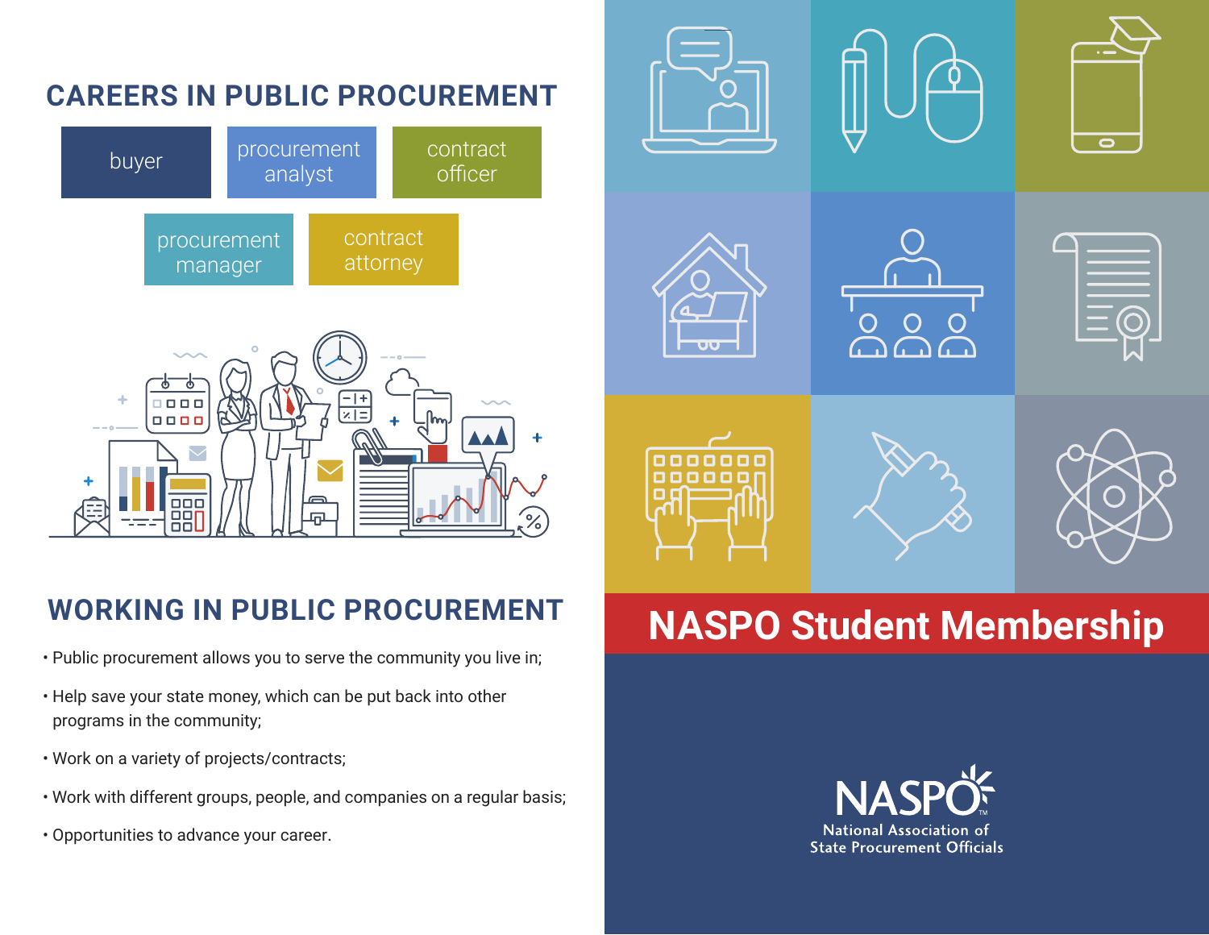## CAREERS IN PUBLIC PROCUREMENT

- buyer
- procurement analyst
- contract officer
- procurement manager
- contract attorney

## WORKING IN PUBLIC PROCUREMENT

- Public procurement allows you to serve the community you live in;
- Help save your state money, which can be put back into other programs in the community;
- Work on a variety of projects/contracts;
- Work with different groups, people, and companies on a regular basis;
- Opportunities to advance your career.

# NASPO Student Membership

NASPO™
National Association of State Procurement Officials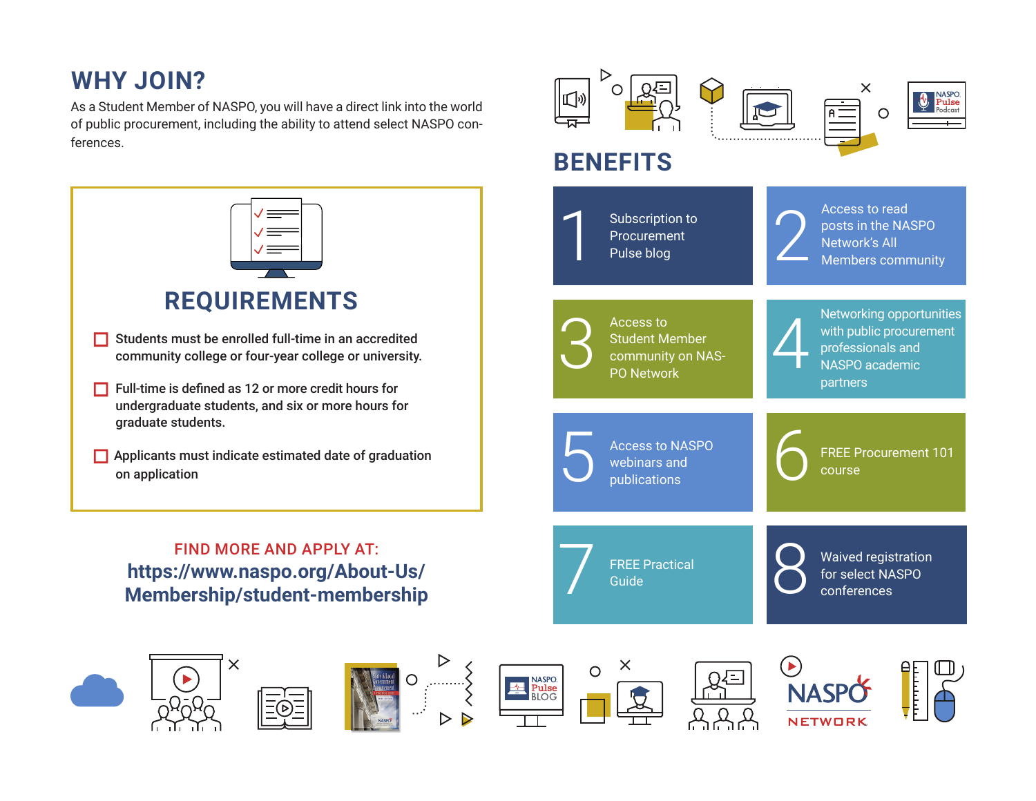## WHY JOIN?

As a Student Member of NASPO, you will have a direct link into the world of public procurement, including the ability to attend select NASPO conferences.

## REQUIREMENTS

- Students must be enrolled full-time in an accredited community college or four-year college or university.
- Full-time is defined as 12 or more credit hours for undergraduate students, and six or more hours for graduate students.
- Applicants must indicate estimated date of graduation on application

FIND MORE AND APPLY AT:
**https://www.naspo.org/About-Us/Membership/student-membership**

## BENEFITS

1. Subscription to Procurement Pulse blog
2. Access to read posts in the NASPO Network's All Members community
3. Access to Student Member community on NASPO Network
4. Networking opportunities with public procurement professionals and NASPO academic partners
5. Access to NASPO webinars and publications
6. FREE Procurement 101 course
7. FREE Practical Guide
8. Waived registration for select NASPO conferences